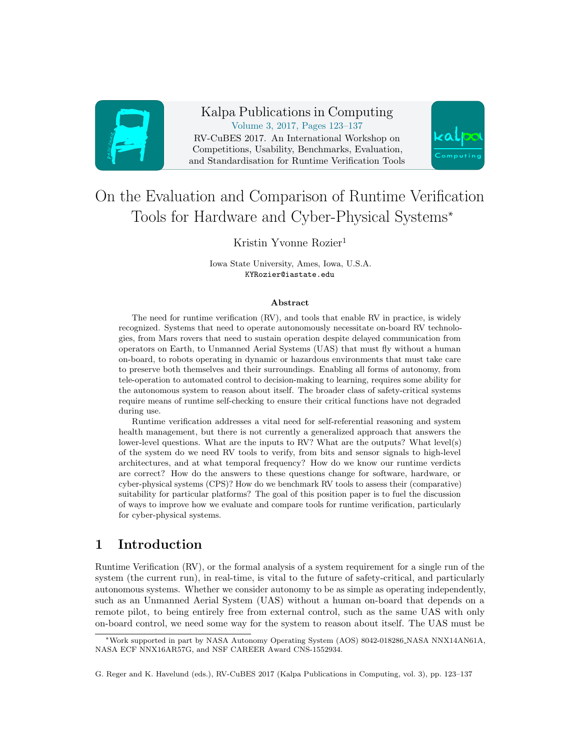# On the Evaluation and Comparison of Runtime Verification Tools for Hardware and Cyber-Physical Systems*

Kristin Yvonne Rozier[1]

Iowa State University, Ames, Iowa, U.S.A.
KYRozier@iastate.edu

### Abstract

The need for runtime verification (RV), and tools that enable RV in practice, is widely recognized. Systems that need to operate autonomously necessitate on-board RV technologies, from Mars rovers that need to sustain operation despite delayed communication from operators on Earth, to Unmanned Aerial Systems (UAS) that must fly without a human on-board, to robots operating in dynamic or hazardous environments that must take care to preserve both themselves and their surroundings. Enabling all forms of autonomy, from tele-operation to automated control to decision-making to learning, requires some ability for the autonomous system to reason about itself. The broader class of safety-critical systems require means of runtime self-checking to ensure their critical functions have not degraded during use.

Runtime verification addresses a vital need for self-referential reasoning and system health management, but there is not currently a generalized approach that answers the lower-level questions. What are the inputs to RV? What are the outputs? What level(s) of the system do we need RV tools to verify, from bits and sensor signals to high-level architectures, and at what temporal frequency? How do we know our runtime verdicts are correct? How do the answers to these questions change for software, hardware, or cyber-physical systems (CPS)? How do we benchmark RV tools to assess their (comparative) suitability for particular platforms? The goal of this position paper is to fuel the discussion of ways to improve how we evaluate and compare tools for runtime verification, particularly for cyber-physical systems.

## 1 Introduction

Runtime Verification (RV), or the formal analysis of a system requirement for a single run of the system (the current run), in real-time, is vital to the future of safety-critical, and particularly autonomous systems. Whether we consider autonomy to be as simple as operating independently, such as an Unmanned Aerial System (UAS) without a human on-board that depends on a remote pilot, to being entirely free from external control, such as the same UAS with only on-board control, we need some way for the system to reason about itself. The UAS must be

*Work supported in part by NASA Autonomy Operating System (AOS) 8042-018286_NASA NNX14AN61A, NASA ECF NNX16AR57G, and NSF CAREER Award CNS-1552934.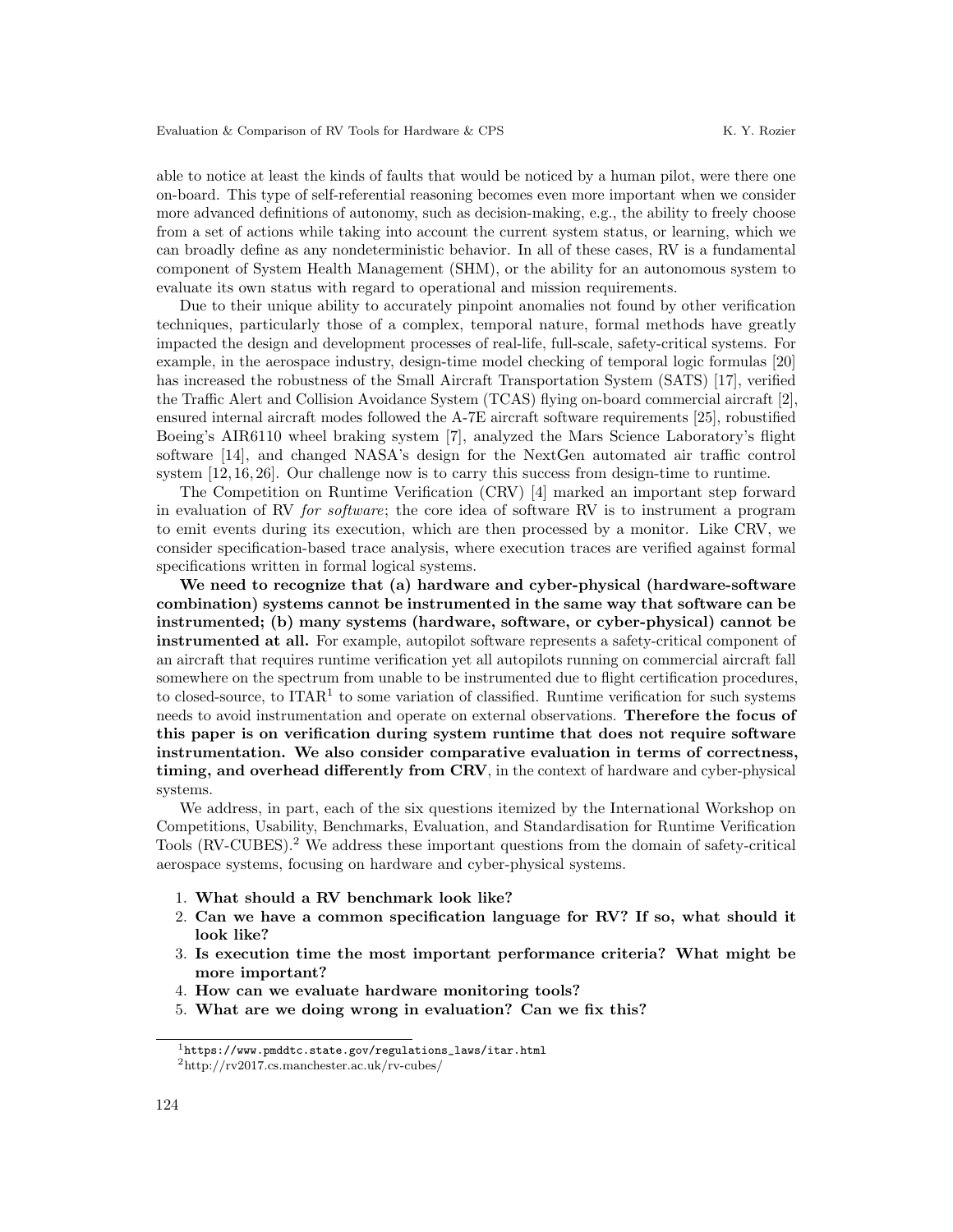able to notice at least the kinds of faults that would be noticed by a human pilot, were there one on-board. This type of self-referential reasoning becomes even more important when we consider more advanced definitions of autonomy, such as decision-making, e.g., the ability to freely choose from a set of actions while taking into account the current system status, or learning, which we can broadly define as any nondeterministic behavior. In all of these cases, RV is a fundamental component of System Health Management (SHM), or the ability for an autonomous system to evaluate its own status with regard to operational and mission requirements.

Due to their unique ability to accurately pinpoint anomalies not found by other verification techniques, particularly those of a complex, temporal nature, formal methods have greatly impacted the design and development processes of real-life, full-scale, safety-critical systems. For example, in the aerospace industry, design-time model checking of temporal logic formulas [20] has increased the robustness of the Small Aircraft Transportation System (SATS) [17], verified the Traffic Alert and Collision Avoidance System (TCAS) flying on-board commercial aircraft [2], ensured internal aircraft modes followed the A-7E aircraft software requirements [25], robustified Boeing's AIR6110 wheel braking system [7], analyzed the Mars Science Laboratory's flight software [14], and changed NASA's design for the NextGen automated air traffic control system [12, 16, 26]. Our challenge now is to carry this success from design-time to runtime.

The Competition on Runtime Verification (CRV) [4] marked an important step forward in evaluation of RV *for software*; the core idea of software RV is to instrument a program to emit events during its execution, which are then processed by a monitor. Like CRV, we consider specification-based trace analysis, where execution traces are verified against formal specifications written in formal logical systems.

**We need to recognize that (a) hardware and cyber-physical (hardware-software combination) systems cannot be instrumented in the same way that software can be instrumented; (b) many systems (hardware, software, or cyber-physical) cannot be instrumented at all.** For example, autopilot software represents a safety-critical component of an aircraft that requires runtime verification yet all autopilots running on commercial aircraft fall somewhere on the spectrum from unable to be instrumented due to flight certification procedures, to closed-source, to ITAR[1] to some variation of classified. Runtime verification for such systems needs to avoid instrumentation and operate on external observations. **Therefore the focus of this paper is on verification during system runtime that does not require software instrumentation. We also consider comparative evaluation in terms of correctness, timing, and overhead differently from CRV**, in the context of hardware and cyber-physical systems.

We address, in part, each of the six questions itemized by the International Workshop on Competitions, Usability, Benchmarks, Evaluation, and Standardisation for Runtime Verification Tools (RV-CUBES).[2] We address these important questions from the domain of safety-critical aerospace systems, focusing on hardware and cyber-physical systems.

1. **What should a RV benchmark look like?**
2. **Can we have a common specification language for RV? If so, what should it look like?**
3. **Is execution time the most important performance criteria? What might be more important?**
4. **How can we evaluate hardware monitoring tools?**
5. **What are we doing wrong in evaluation? Can we fix this?**

[1] https://www.pmddtc.state.gov/regulations_laws/itar.html

[2] http://rv2017.cs.manchester.ac.uk/rv-cubes/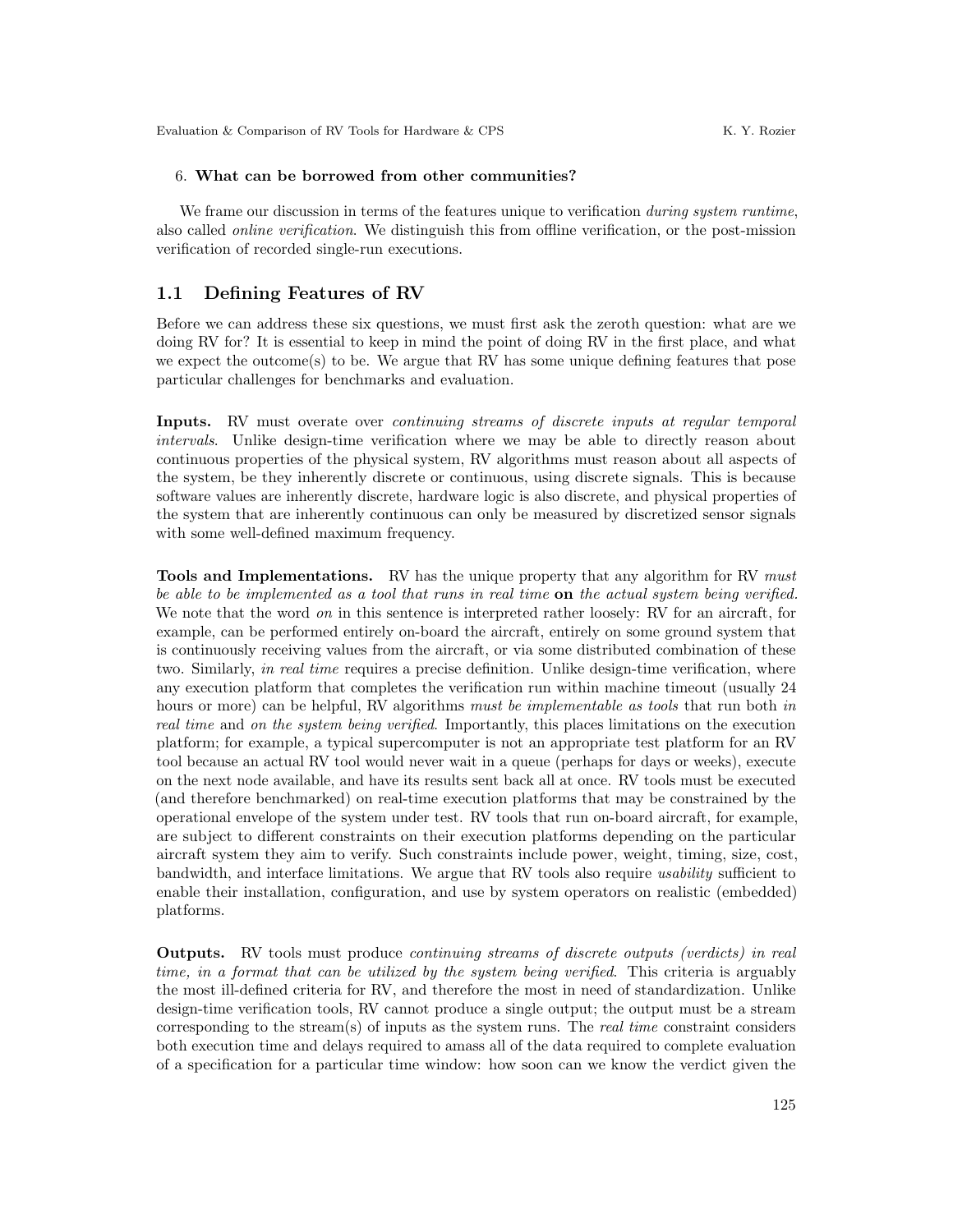6. **What can be borrowed from other communities?**

We frame our discussion in terms of the features unique to verification *during system runtime*, also called *online verification*. We distinguish this from offline verification, or the post-mission verification of recorded single-run executions.

## 1.1 Defining Features of RV

Before we can address these six questions, we must first ask the zeroth question: what are we doing RV for? It is essential to keep in mind the point of doing RV in the first place, and what we expect the outcome(s) to be. We argue that RV has some unique defining features that pose particular challenges for benchmarks and evaluation.

**Inputs.** RV must overate over *continuing streams of discrete inputs at regular temporal intervals*. Unlike design-time verification where we may be able to directly reason about continuous properties of the physical system, RV algorithms must reason about all aspects of the system, be they inherently discrete or continuous, using discrete signals. This is because software values are inherently discrete, hardware logic is also discrete, and physical properties of the system that are inherently continuous can only be measured by discretized sensor signals with some well-defined maximum frequency.

**Tools and Implementations.** RV has the unique property that any algorithm for RV *must be able to be implemented as a tool that runs in real time* **on** *the actual system being verified.* We note that the word *on* in this sentence is interpreted rather loosely: RV for an aircraft, for example, can be performed entirely on-board the aircraft, entirely on some ground system that is continuously receiving values from the aircraft, or via some distributed combination of these two. Similarly, *in real time* requires a precise definition. Unlike design-time verification, where any execution platform that completes the verification run within machine timeout (usually 24 hours or more) can be helpful, RV algorithms *must be implementable as tools* that run both *in real time* and *on the system being verified*. Importantly, this places limitations on the execution platform; for example, a typical supercomputer is not an appropriate test platform for an RV tool because an actual RV tool would never wait in a queue (perhaps for days or weeks), execute on the next node available, and have its results sent back all at once. RV tools must be executed (and therefore benchmarked) on real-time execution platforms that may be constrained by the operational envelope of the system under test. RV tools that run on-board aircraft, for example, are subject to different constraints on their execution platforms depending on the particular aircraft system they aim to verify. Such constraints include power, weight, timing, size, cost, bandwidth, and interface limitations. We argue that RV tools also require *usability* sufficient to enable their installation, configuration, and use by system operators on realistic (embedded) platforms.

**Outputs.** RV tools must produce *continuing streams of discrete outputs (verdicts) in real time, in a format that can be utilized by the system being verified*. This criteria is arguably the most ill-defined criteria for RV, and therefore the most in need of standardization. Unlike design-time verification tools, RV cannot produce a single output; the output must be a stream corresponding to the stream(s) of inputs as the system runs. The *real time* constraint considers both execution time and delays required to amass all of the data required to complete evaluation of a specification for a particular time window: how soon can we know the verdict given the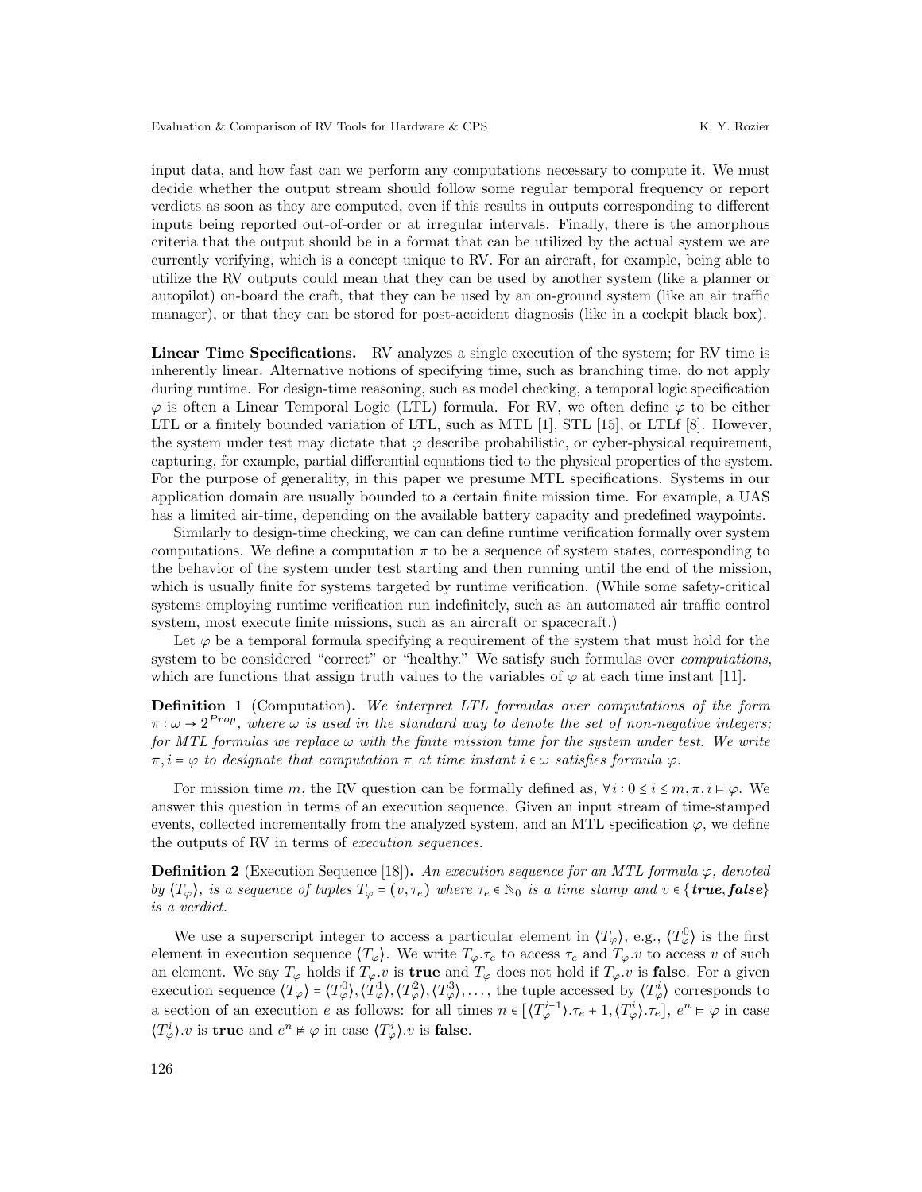input data, and how fast can we perform any computations necessary to compute it. We must decide whether the output stream should follow some regular temporal frequency or report verdicts as soon as they are computed, even if this results in outputs corresponding to different inputs being reported out-of-order or at irregular intervals. Finally, there is the amorphous criteria that the output should be in a format that can be utilized by the actual system we are currently verifying, which is a concept unique to RV. For an aircraft, for example, being able to utilize the RV outputs could mean that they can be used by another system (like a planner or autopilot) on-board the craft, that they can be used by an on-ground system (like an air traffic manager), or that they can be stored for post-accident diagnosis (like in a cockpit black box).

**Linear Time Specifications.** RV analyzes a single execution of the system; for RV time is inherently linear. Alternative notions of specifying time, such as branching time, do not apply during runtime. For design-time reasoning, such as model checking, a temporal logic specification $\varphi$ is often a Linear Temporal Logic (LTL) formula. For RV, we often define $\varphi$ to be either LTL or a finitely bounded variation of LTL, such as MTL [1], STL [15], or LTLf [8]. However, the system under test may dictate that $\varphi$ describe probabilistic, or cyber-physical requirement, capturing, for example, partial differential equations tied to the physical properties of the system. For the purpose of generality, in this paper we presume MTL specifications. Systems in our application domain are usually bounded to a certain finite mission time. For example, a UAS has a limited air-time, depending on the available battery capacity and predefined waypoints.

Similarly to design-time checking, we can can define runtime verification formally over system computations. We define a computation $\pi$ to be a sequence of system states, corresponding to the behavior of the system under test starting and then running until the end of the mission, which is usually finite for systems targeted by runtime verification. (While some safety-critical systems employing runtime verification run indefinitely, such as an automated air traffic control system, most execute finite missions, such as an aircraft or spacecraft.)

Let $\varphi$ be a temporal formula specifying a requirement of the system that must hold for the system to be considered "correct" or "healthy." We satisfy such formulas over *computations*, which are functions that assign truth values to the variables of $\varphi$ at each time instant [11].

**Definition 1** (Computation)**.** *We interpret LTL formulas over computations of the form $\pi : \omega \to 2^{Prop}$, where $\omega$ is used in the standard way to denote the set of non-negative integers; for MTL formulas we replace $\omega$ with the finite mission time for the system under test. We write $\pi, i \vDash \varphi$ to designate that computation $\pi$ at time instant $i \in \omega$ satisfies formula $\varphi$.*

For mission time $m$, the RV question can be formally defined as, $\forall i : 0 \leq i \leq m, \pi, i \vDash \varphi$. We answer this question in terms of an execution sequence. Given an input stream of time-stamped events, collected incrementally from the analyzed system, and an MTL specification $\varphi$, we define the outputs of RV in terms of *execution sequences*.

**Definition 2** (Execution Sequence [18])**.** *An execution sequence for an MTL formula $\varphi$, denoted by $\langle T_\varphi \rangle$, is a sequence of tuples $T_\varphi = (v, \tau_e)$ where $\tau_e \in \mathbb{N}_0$ is a time stamp and $v \in \{$**true**, **false**$\}$ is a verdict.*

We use a superscript integer to access a particular element in $\langle T_\varphi \rangle$, e.g., $\langle T_\varphi^0 \rangle$ is the first element in execution sequence $\langle T_\varphi \rangle$. We write $T_\varphi.\tau_e$ to access $\tau_e$ and $T_\varphi.v$ to access $v$ of such an element. We say $T_\varphi$ holds if $T_\varphi.v$ is **true** and $T_\varphi$ does not hold if $T_\varphi.v$ is **false**. For a given execution sequence $\langle T_\varphi \rangle = \langle T_\varphi^0 \rangle, \langle T_\varphi^1 \rangle, \langle T_\varphi^2 \rangle, \langle T_\varphi^3 \rangle, \ldots$, the tuple accessed by $\langle T_\varphi^i \rangle$ corresponds to a section of an execution $e$ as follows: for all times $n \in [\langle T_\varphi^{i-1} \rangle.\tau_e + 1, \langle T_\varphi^i \rangle.\tau_e]$, $e^n \vDash \varphi$ in case $\langle T_\varphi^i \rangle.v$ is **true** and $e^n \nvDash \varphi$ in case $\langle T_\varphi^i \rangle.v$ is **false**.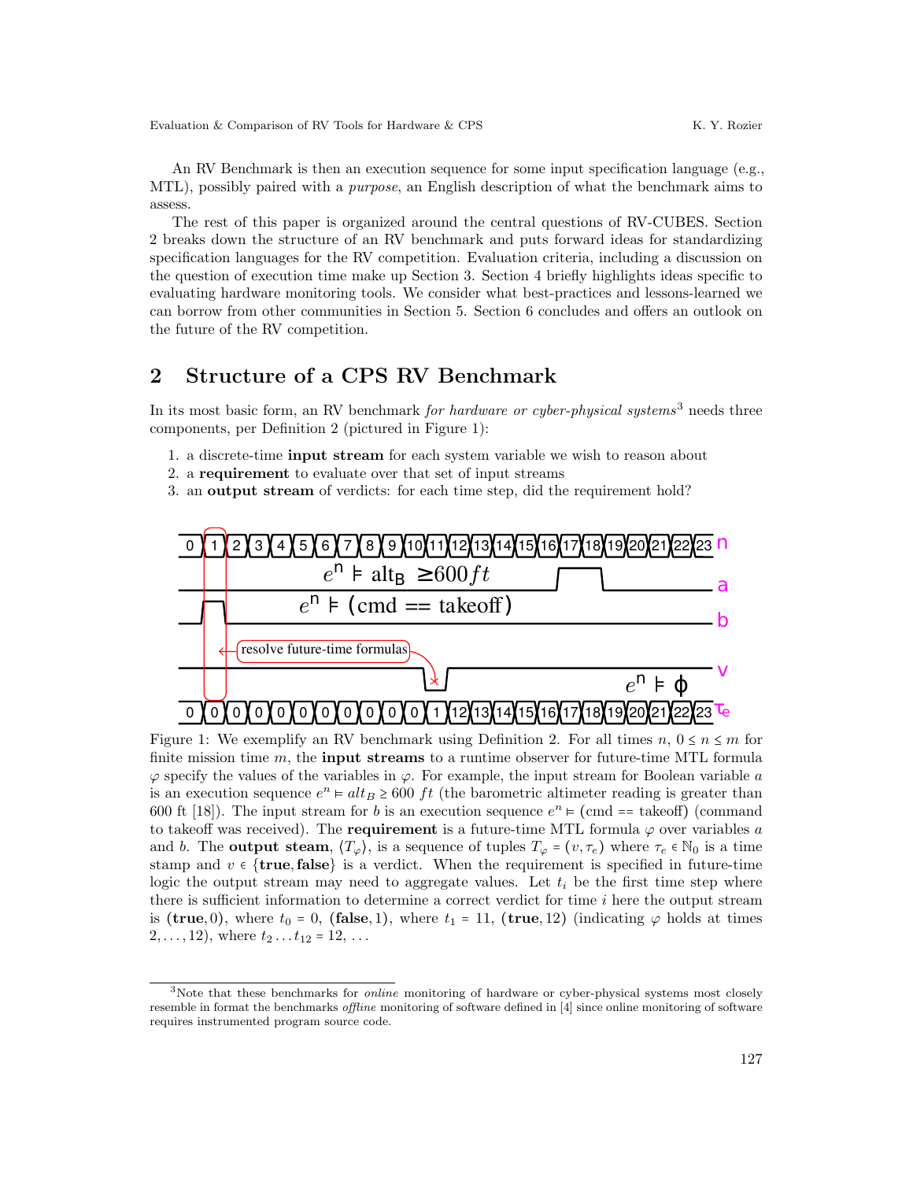An RV Benchmark is then an execution sequence for some input specification language (e.g., MTL), possibly paired with a *purpose*, an English description of what the benchmark aims to assess.

The rest of this paper is organized around the central questions of RV-CUBES. Section 2 breaks down the structure of an RV benchmark and puts forward ideas for standardizing specification languages for the RV competition. Evaluation criteria, including a discussion on the question of execution time make up Section 3. Section 4 briefly highlights ideas specific to evaluating hardware monitoring tools. We consider what best-practices and lessons-learned we can borrow from other communities in Section 5. Section 6 concludes and offers an outlook on the future of the RV competition.

## 2 Structure of a CPS RV Benchmark

In its most basic form, an RV benchmark *for hardware or cyber-physical systems*[3] needs three components, per Definition 2 (pictured in Figure 1):

1. a discrete-time **input stream** for each system variable we wish to reason about
2. a **requirement** to evaluate over that set of input streams
3. an **output stream** of verdicts: for each time step, did the requirement hold?

Figure 1: We exemplify an RV benchmark using Definition 2. For all times $n$, $0 \leq n \leq m$ for finite mission time $m$, the **input streams** to a runtime observer for future-time MTL formula $\varphi$ specify the values of the variables in $\varphi$. For example, the input stream for Boolean variable $a$ is an execution sequence $e^n \models alt_B \geq 600\ ft$ (the barometric altimeter reading is greater than 600 ft [18]). The input stream for $b$ is an execution sequence $e^n \models$ (cmd == takeoff) (command to takeoff was received). The **requirement** is a future-time MTL formula $\varphi$ over variables $a$ and $b$. The **output steam**, $\langle T_\varphi \rangle$, is a sequence of tuples $T_\varphi = (v, \tau_e)$ where $\tau_e \in \mathbb{N}_0$ is a time stamp and $v \in \{\textbf{true}, \textbf{false}\}$ is a verdict. When the requirement is specified in future-time logic the output stream may need to aggregate values. Let $t_i$ be the first time step where there is sufficient information to determine a correct verdict for time $i$ here the output stream is $(\textbf{true}, 0)$, where $t_0 = 0$, $(\textbf{false}, 1)$, where $t_1 = 11$, $(\textbf{true}, 12)$ (indicating $\varphi$ holds at times $2, \ldots, 12$), where $t_2 \ldots t_{12} = 12$, ...

[3]Note that these benchmarks for *online* monitoring of hardware or cyber-physical systems most closely resemble in format the benchmarks *offline* monitoring of software defined in [4] since online monitoring of software requires instrumented program source code.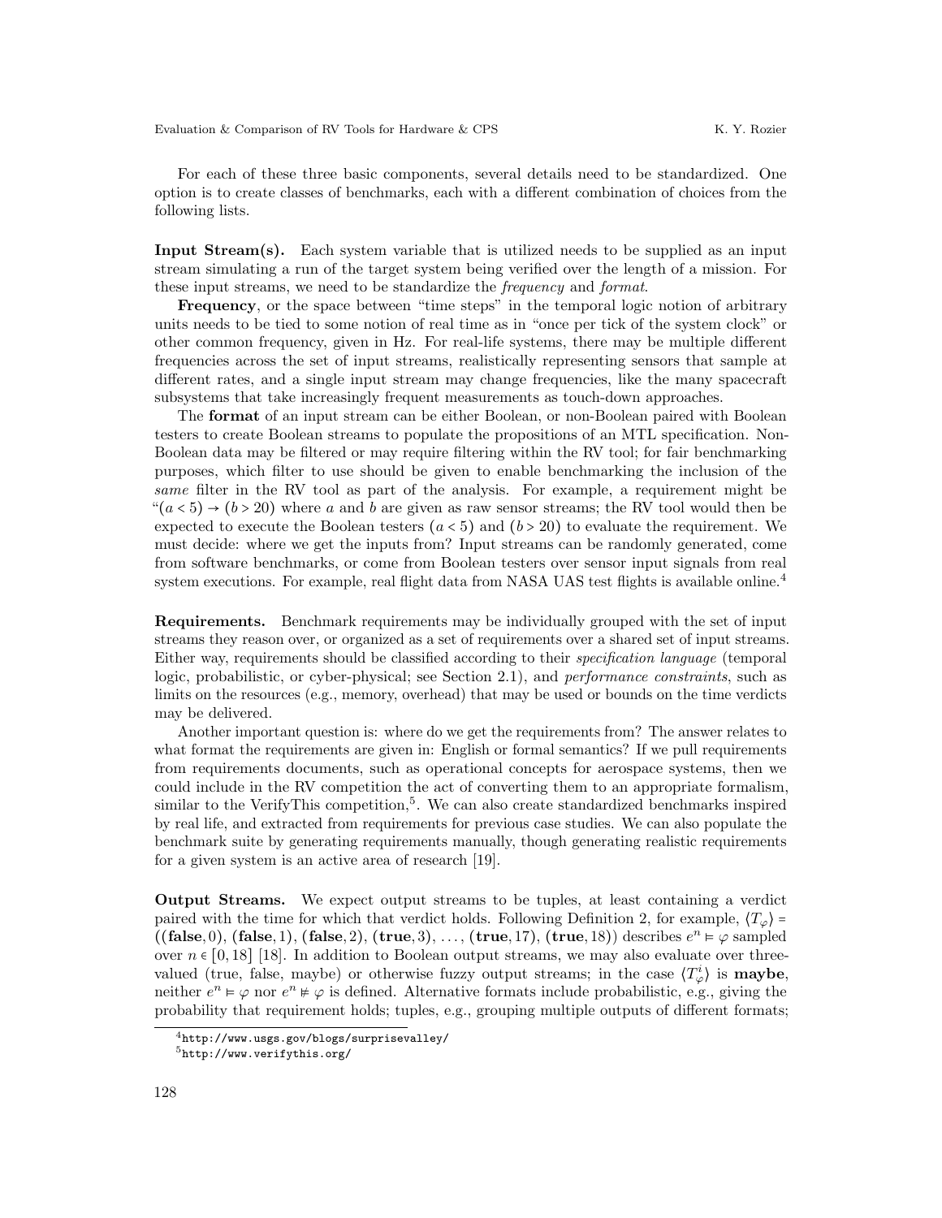For each of these three basic components, several details need to be standardized. One option is to create classes of benchmarks, each with a different combination of choices from the following lists.

**Input Stream(s).** Each system variable that is utilized needs to be supplied as an input stream simulating a run of the target system being verified over the length of a mission. For these input streams, we need to be standardize the *frequency* and *format*.

**Frequency**, or the space between "time steps" in the temporal logic notion of arbitrary units needs to be tied to some notion of real time as in "once per tick of the system clock" or other common frequency, given in Hz. For real-life systems, there may be multiple different frequencies across the set of input streams, realistically representing sensors that sample at different rates, and a single input stream may change frequencies, like the many spacecraft subsystems that take increasingly frequent measurements as touch-down approaches.

The **format** of an input stream can be either Boolean, or non-Boolean paired with Boolean testers to create Boolean streams to populate the propositions of an MTL specification. Non-Boolean data may be filtered or may require filtering within the RV tool; for fair benchmarking purposes, which filter to use should be given to enable benchmarking the inclusion of the *same* filter in the RV tool as part of the analysis. For example, a requirement might be "$(a < 5) \rightarrow (b > 20)$ where $a$ and $b$ are given as raw sensor streams; the RV tool would then be expected to execute the Boolean testers $(a < 5)$ and $(b > 20)$ to evaluate the requirement. We must decide: where we get the inputs from? Input streams can be randomly generated, come from software benchmarks, or come from Boolean testers over sensor input signals from real system executions. For example, real flight data from NASA UAS test flights is available online.[4]

**Requirements.** Benchmark requirements may be individually grouped with the set of input streams they reason over, or organized as a set of requirements over a shared set of input streams. Either way, requirements should be classified according to their *specification language* (temporal logic, probabilistic, or cyber-physical; see Section 2.1), and *performance constraints*, such as limits on the resources (e.g., memory, overhead) that may be used or bounds on the time verdicts may be delivered.

Another important question is: where do we get the requirements from? The answer relates to what format the requirements are given in: English or formal semantics? If we pull requirements from requirements documents, such as operational concepts for aerospace systems, then we could include in the RV competition the act of converting them to an appropriate formalism, similar to the VerifyThis competition,[5]. We can also create standardized benchmarks inspired by real life, and extracted from requirements for previous case studies. We can also populate the benchmark suite by generating requirements manually, though generating realistic requirements for a given system is an active area of research [19].

**Output Streams.** We expect output streams to be tuples, at least containing a verdict paired with the time for which that verdict holds. Following Definition 2, for example, $\langle T_\varphi \rangle = ((\textbf{false}, 0), (\textbf{false}, 1), (\textbf{false}, 2), (\textbf{true}, 3), \ldots, (\textbf{true}, 17), (\textbf{true}, 18))$ describes $e^n \models \varphi$ sampled over $n \in [0, 18]$ [18]. In addition to Boolean output streams, we may also evaluate over three-valued (true, false, maybe) or otherwise fuzzy output streams; in the case $\langle T^i_\varphi \rangle$ is **maybe**, neither $e^n \models \varphi$ nor $e^n \not\models \varphi$ is defined. Alternative formats include probabilistic, e.g., giving the probability that requirement holds; tuples, e.g., grouping multiple outputs of different formats;

[4] http://www.usgs.gov/blogs/surprisevalley/

[5] http://www.verifythis.org/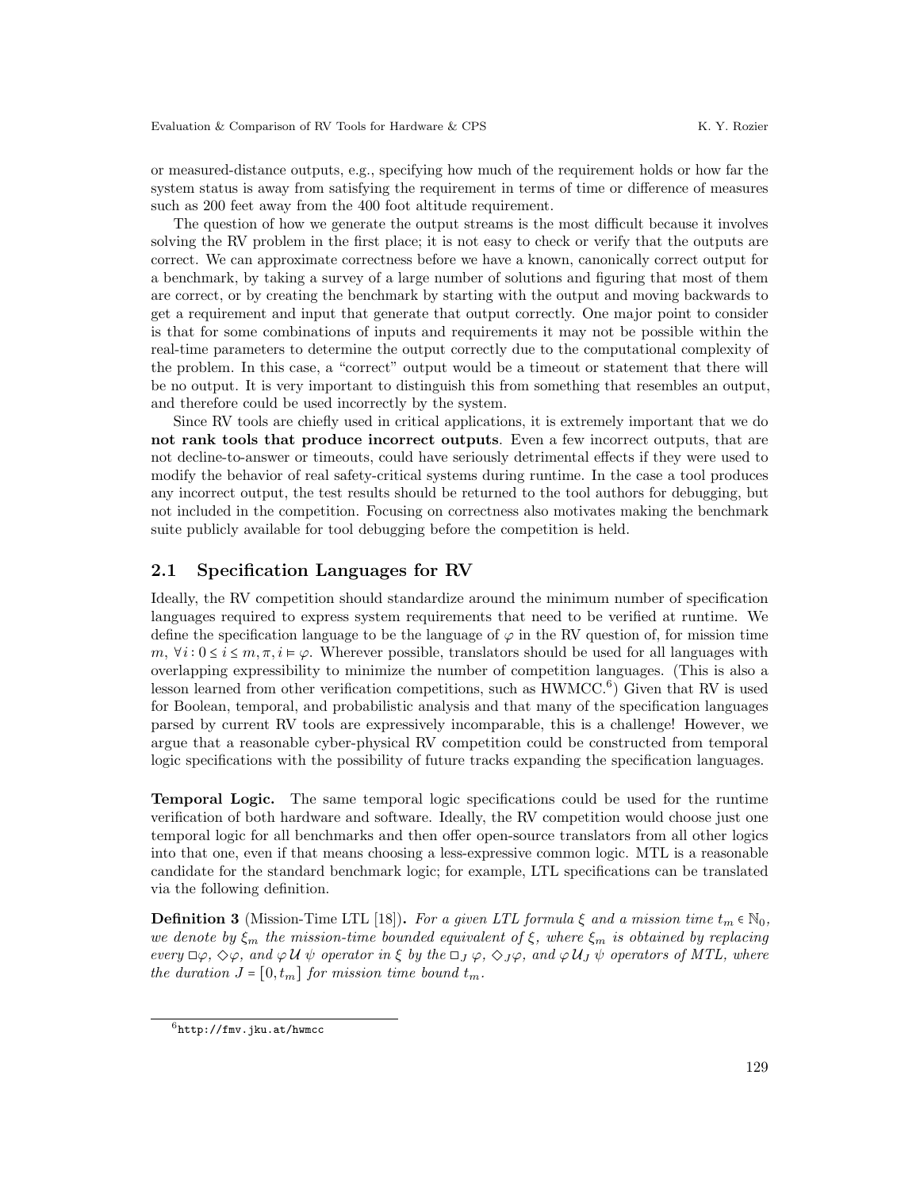or measured-distance outputs, e.g., specifying how much of the requirement holds or how far the system status is away from satisfying the requirement in terms of time or difference of measures such as 200 feet away from the 400 foot altitude requirement.

The question of how we generate the output streams is the most difficult because it involves solving the RV problem in the first place; it is not easy to check or verify that the outputs are correct. We can approximate correctness before we have a known, canonically correct output for a benchmark, by taking a survey of a large number of solutions and figuring that most of them are correct, or by creating the benchmark by starting with the output and moving backwards to get a requirement and input that generate that output correctly. One major point to consider is that for some combinations of inputs and requirements it may not be possible within the real-time parameters to determine the output correctly due to the computational complexity of the problem. In this case, a "correct" output would be a timeout or statement that there will be no output. It is very important to distinguish this from something that resembles an output, and therefore could be used incorrectly by the system.

Since RV tools are chiefly used in critical applications, it is extremely important that we do **not rank tools that produce incorrect outputs**. Even a few incorrect outputs, that are not decline-to-answer or timeouts, could have seriously detrimental effects if they were used to modify the behavior of real safety-critical systems during runtime. In the case a tool produces any incorrect output, the test results should be returned to the tool authors for debugging, but not included in the competition. Focusing on correctness also motivates making the benchmark suite publicly available for tool debugging before the competition is held.

## 2.1 Specification Languages for RV

Ideally, the RV competition should standardize around the minimum number of specification languages required to express system requirements that need to be verified at runtime. We define the specification language to be the language of $\varphi$ in the RV question of, for mission time $m$, $\forall i : 0 \leq i \leq m, \pi, i \vDash \varphi$. Wherever possible, translators should be used for all languages with overlapping expressibility to minimize the number of competition languages. (This is also a lesson learned from other verification competitions, such as HWMCC.[6]) Given that RV is used for Boolean, temporal, and probabilistic analysis and that many of the specification languages parsed by current RV tools are expressively incomparable, this is a challenge! However, we argue that a reasonable cyber-physical RV competition could be constructed from temporal logic specifications with the possibility of future tracks expanding the specification languages.

**Temporal Logic.** The same temporal logic specifications could be used for the runtime verification of both hardware and software. Ideally, the RV competition would choose just one temporal logic for all benchmarks and then offer open-source translators from all other logics into that one, even if that means choosing a less-expressive common logic. MTL is a reasonable candidate for the standard benchmark logic; for example, LTL specifications can be translated via the following definition.

**Definition 3** (Mission-Time LTL [18])**.** *For a given LTL formula $\xi$ and a mission time $t_m \in \mathbb{N}_0$, we denote by $\xi_m$ the mission-time bounded equivalent of $\xi$, where $\xi_m$ is obtained by replacing every $\Box\varphi$, $\Diamond\varphi$, and $\varphi\,\mathcal{U}\,\psi$ operator in $\xi$ by the $\Box_J\,\varphi$, $\Diamond_J\varphi$, and $\varphi\,\mathcal{U}_J\,\psi$ operators of MTL, where the duration $J = [0, t_m]$ for mission time bound $t_m$.*

[6] http://fmv.jku.at/hwmcc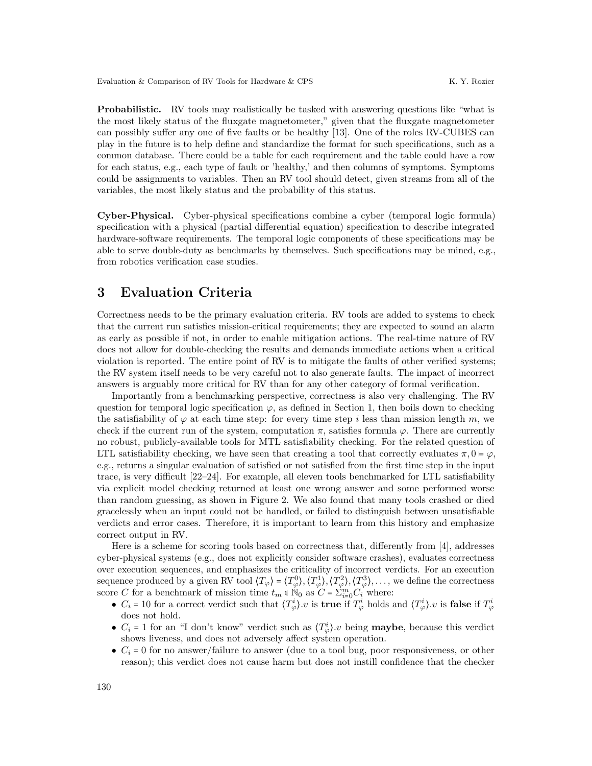**Probabilistic.** RV tools may realistically be tasked with answering questions like "what is the most likely status of the fluxgate magnetometer," given that the fluxgate magnetometer can possibly suffer any one of five faults or be healthy [13]. One of the roles RV-CUBES can play in the future is to help define and standardize the format for such specifications, such as a common database. There could be a table for each requirement and the table could have a row for each status, e.g., each type of fault or 'healthy,' and then columns of symptoms. Symptoms could be assignments to variables. Then an RV tool should detect, given streams from all of the variables, the most likely status and the probability of this status.

**Cyber-Physical.** Cyber-physical specifications combine a cyber (temporal logic formula) specification with a physical (partial differential equation) specification to describe integrated hardware-software requirements. The temporal logic components of these specifications may be able to serve double-duty as benchmarks by themselves. Such specifications may be mined, e.g., from robotics verification case studies.

# 3 Evaluation Criteria

Correctness needs to be the primary evaluation criteria. RV tools are added to systems to check that the current run satisfies mission-critical requirements; they are expected to sound an alarm as early as possible if not, in order to enable mitigation actions. The real-time nature of RV does not allow for double-checking the results and demands immediate actions when a critical violation is reported. The entire point of RV is to mitigate the faults of other verified systems; the RV system itself needs to be very careful not to also generate faults. The impact of incorrect answers is arguably more critical for RV than for any other category of formal verification.

Importantly from a benchmarking perspective, correctness is also very challenging. The RV question for temporal logic specification $\varphi$, as defined in Section 1, then boils down to checking the satisfiability of $\varphi$ at each time step: for every time step $i$ less than mission length $m$, we check if the current run of the system, computation $\pi$, satisfies formula $\varphi$. There are currently no robust, publicly-available tools for MTL satisfiability checking. For the related question of LTL satisfiability checking, we have seen that creating a tool that correctly evaluates $\pi, 0 \vDash \varphi$, e.g., returns a singular evaluation of satisfied or not satisfied from the first time step in the input trace, is very difficult [22–24]. For example, all eleven tools benchmarked for LTL satisfiability via explicit model checking returned at least one wrong answer and some performed worse than random guessing, as shown in Figure 2. We also found that many tools crashed or died gracelessly when an input could not be handled, or failed to distinguish between unsatisfiable verdicts and error cases. Therefore, it is important to learn from this history and emphasize correct output in RV.

Here is a scheme for scoring tools based on correctness that, differently from [4], addresses cyber-physical systems (e.g., does not explicitly consider software crashes), evaluates correctness over execution sequences, and emphasizes the criticality of incorrect verdicts. For an execution sequence produced by a given RV tool $\langle T_\varphi \rangle = \langle T_\varphi^0 \rangle, \langle T_\varphi^1 \rangle, \langle T_\varphi^2 \rangle, \langle T_\varphi^3 \rangle, \ldots$, we define the correctness score $C$ for a benchmark of mission time $t_m \in \mathbb{N}_0$ as $C = \Sigma_{i=0}^{m} C_i$ where:

- $C_i = 10$ for a correct verdict such that $\langle T_\varphi^i \rangle.v$ is **true** if $T_\varphi^i$ holds and $\langle T_\varphi^i \rangle.v$ is **false** if $T_\varphi^i$ does not hold.
- $C_i = 1$ for an "I don't know" verdict such as $\langle T_\varphi^i \rangle.v$ being **maybe**, because this verdict shows liveness, and does not adversely affect system operation.
- $C_i = 0$ for no answer/failure to answer (due to a tool bug, poor responsiveness, or other reason); this verdict does not cause harm but does not instill confidence that the checker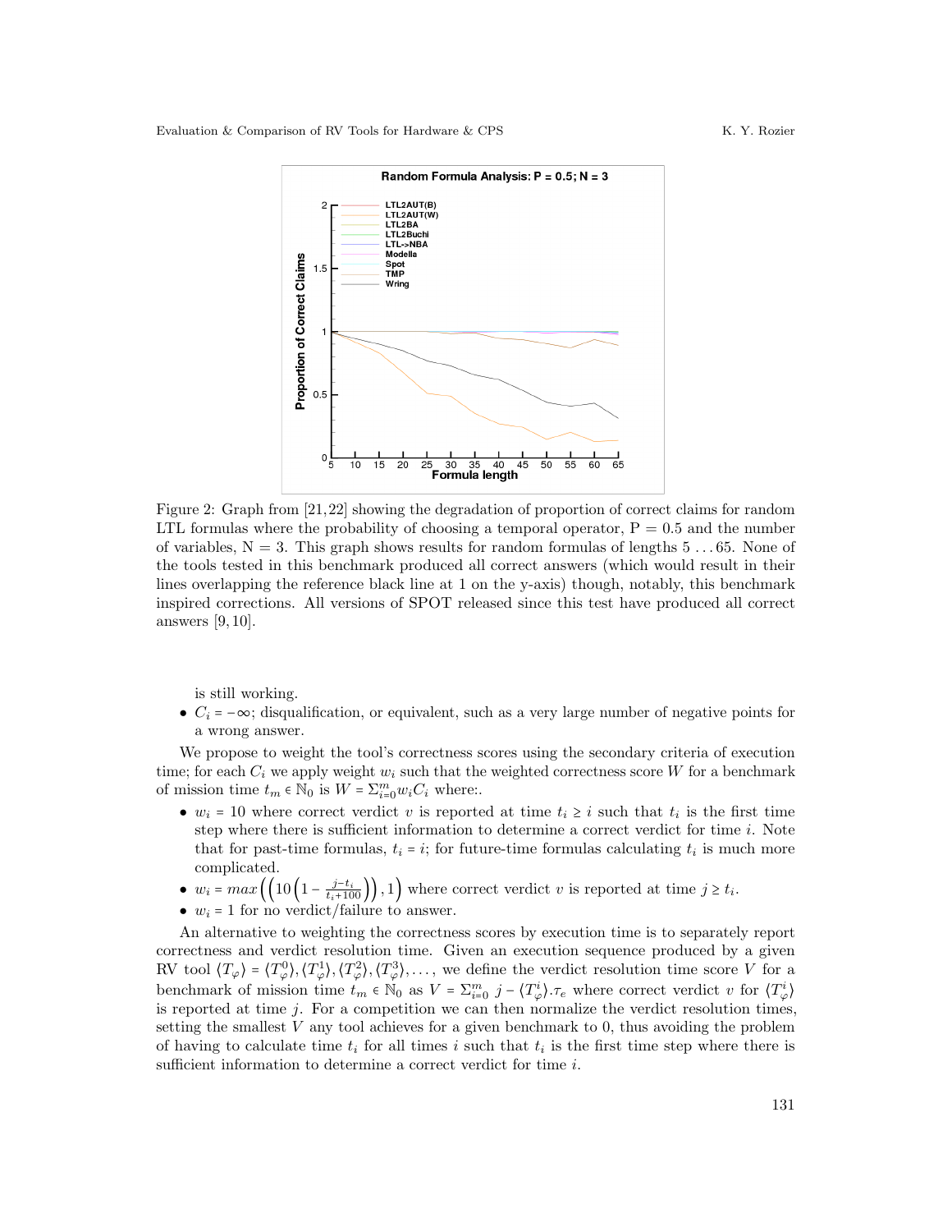Figure 2: Graph from [21,22] showing the degradation of proportion of correct claims for random LTL formulas where the probability of choosing a temporal operator, P = 0.5 and the number of variables, N = 3. This graph shows results for random formulas of lengths 5 . . . 65. None of the tools tested in this benchmark produced all correct answers (which would result in their lines overlapping the reference black line at 1 on the y-axis) though, notably, this benchmark inspired corrections. All versions of SPOT released since this test have produced all correct answers [9,10].

is still working.

- $C_i = -\infty$; disqualification, or equivalent, such as a very large number of negative points for a wrong answer.

We propose to weight the tool's correctness scores using the secondary criteria of execution time; for each $C_i$ we apply weight $w_i$ such that the weighted correctness score $W$ for a benchmark of mission time $t_m \in \mathbb{N}_0$ is $W = \Sigma_{i=0}^{m} w_i C_i$ where:.

- $w_i = 10$ where correct verdict $v$ is reported at time $t_i \geq i$ such that $t_i$ is the first time step where there is sufficient information to determine a correct verdict for time $i$. Note that for past-time formulas, $t_i = i$; for future-time formulas calculating $t_i$ is much more complicated.
- $w_i = max\left(\left(10\left(1 - \frac{j - t_i}{t_i + 100}\right)\right), 1\right)$ where correct verdict $v$ is reported at time $j \geq t_i$.
- $w_i = 1$ for no verdict/failure to answer.

An alternative to weighting the correctness scores by execution time is to separately report correctness and verdict resolution time. Given an execution sequence produced by a given RV tool $\langle T_\varphi \rangle = \langle T_\varphi^0 \rangle, \langle T_\varphi^1 \rangle, \langle T_\varphi^2 \rangle, \langle T_\varphi^3 \rangle, \ldots$, we define the verdict resolution time score $V$ for a benchmark of mission time $t_m \in \mathbb{N}_0$ as $V = \Sigma_{i=0}^{m}\ j - \langle T_\varphi^i \rangle.\tau_e$ where correct verdict $v$ for $\langle T_\varphi^i \rangle$ is reported at time $j$. For a competition we can then normalize the verdict resolution times, setting the smallest $V$ any tool achieves for a given benchmark to 0, thus avoiding the problem of having to calculate time $t_i$ for all times $i$ such that $t_i$ is the first time step where there is sufficient information to determine a correct verdict for time $i$.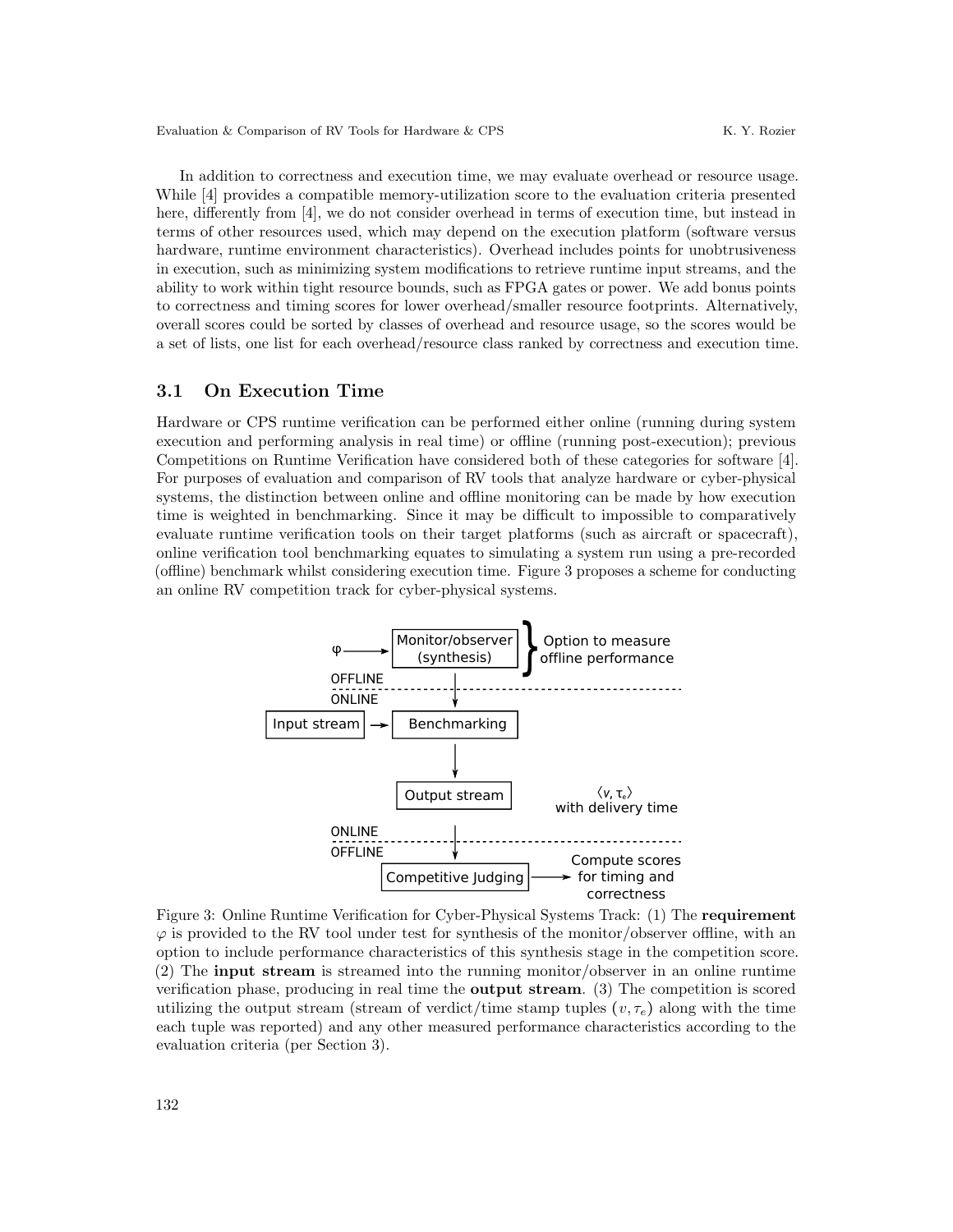In addition to correctness and execution time, we may evaluate overhead or resource usage. While [4] provides a compatible memory-utilization score to the evaluation criteria presented here, differently from [4], we do not consider overhead in terms of execution time, but instead in terms of other resources used, which may depend on the execution platform (software versus hardware, runtime environment characteristics). Overhead includes points for unobtrusiveness in execution, such as minimizing system modifications to retrieve runtime input streams, and the ability to work within tight resource bounds, such as FPGA gates or power. We add bonus points to correctness and timing scores for lower overhead/smaller resource footprints. Alternatively, overall scores could be sorted by classes of overhead and resource usage, so the scores would be a set of lists, one list for each overhead/resource class ranked by correctness and execution time.

## 3.1 On Execution Time

Hardware or CPS runtime verification can be performed either online (running during system execution and performing analysis in real time) or offline (running post-execution); previous Competitions on Runtime Verification have considered both of these categories for software [4]. For purposes of evaluation and comparison of RV tools that analyze hardware or cyber-physical systems, the distinction between online and offline monitoring can be made by how execution time is weighted in benchmarking. Since it may be difficult to impossible to comparatively evaluate runtime verification tools on their target platforms (such as aircraft or spacecraft), online verification tool benchmarking equates to simulating a system run using a pre-recorded (offline) benchmark whilst considering execution time. Figure 3 proposes a scheme for conducting an online RV competition track for cyber-physical systems.

φ → Monitor/observer (synthesis) — Option to measure offline performance

OFFLINE / ONLINE

Input stream → Benchmarking

Output stream — $\langle v, \tau_e \rangle$ with delivery time

ONLINE / OFFLINE

Competitive Judging → Compute scores for timing and correctness

Figure 3: Online Runtime Verification for Cyber-Physical Systems Track: (1) The **requirement** $\varphi$ is provided to the RV tool under test for synthesis of the monitor/observer offline, with an option to include performance characteristics of this synthesis stage in the competition score. (2) The **input stream** is streamed into the running monitor/observer in an online runtime verification phase, producing in real time the **output stream**. (3) The competition is scored utilizing the output stream (stream of verdict/time stamp tuples $(v, \tau_e)$ along with the time each tuple was reported) and any other measured performance characteristics according to the evaluation criteria (per Section 3).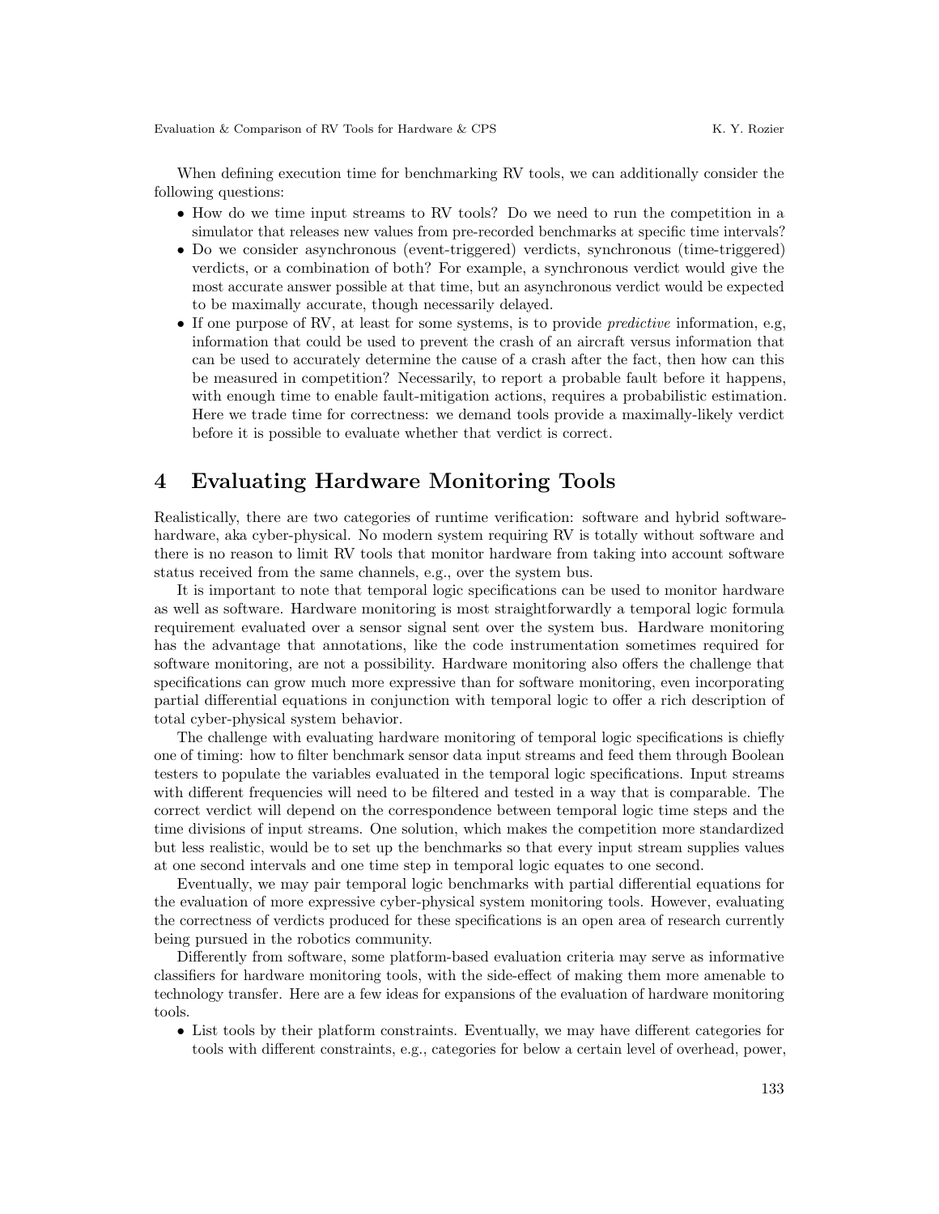When defining execution time for benchmarking RV tools, we can additionally consider the following questions:

- How do we time input streams to RV tools? Do we need to run the competition in a simulator that releases new values from pre-recorded benchmarks at specific time intervals?
- Do we consider asynchronous (event-triggered) verdicts, synchronous (time-triggered) verdicts, or a combination of both? For example, a synchronous verdict would give the most accurate answer possible at that time, but an asynchronous verdict would be expected to be maximally accurate, though necessarily delayed.
- If one purpose of RV, at least for some systems, is to provide *predictive* information, e.g, information that could be used to prevent the crash of an aircraft versus information that can be used to accurately determine the cause of a crash after the fact, then how can this be measured in competition? Necessarily, to report a probable fault before it happens, with enough time to enable fault-mitigation actions, requires a probabilistic estimation. Here we trade time for correctness: we demand tools provide a maximally-likely verdict before it is possible to evaluate whether that verdict is correct.

# 4 Evaluating Hardware Monitoring Tools

Realistically, there are two categories of runtime verification: software and hybrid software-hardware, aka cyber-physical. No modern system requiring RV is totally without software and there is no reason to limit RV tools that monitor hardware from taking into account software status received from the same channels, e.g., over the system bus.

It is important to note that temporal logic specifications can be used to monitor hardware as well as software. Hardware monitoring is most straightforwardly a temporal logic formula requirement evaluated over a sensor signal sent over the system bus. Hardware monitoring has the advantage that annotations, like the code instrumentation sometimes required for software monitoring, are not a possibility. Hardware monitoring also offers the challenge that specifications can grow much more expressive than for software monitoring, even incorporating partial differential equations in conjunction with temporal logic to offer a rich description of total cyber-physical system behavior.

The challenge with evaluating hardware monitoring of temporal logic specifications is chiefly one of timing: how to filter benchmark sensor data input streams and feed them through Boolean testers to populate the variables evaluated in the temporal logic specifications. Input streams with different frequencies will need to be filtered and tested in a way that is comparable. The correct verdict will depend on the correspondence between temporal logic time steps and the time divisions of input streams. One solution, which makes the competition more standardized but less realistic, would be to set up the benchmarks so that every input stream supplies values at one second intervals and one time step in temporal logic equates to one second.

Eventually, we may pair temporal logic benchmarks with partial differential equations for the evaluation of more expressive cyber-physical system monitoring tools. However, evaluating the correctness of verdicts produced for these specifications is an open area of research currently being pursued in the robotics community.

Differently from software, some platform-based evaluation criteria may serve as informative classifiers for hardware monitoring tools, with the side-effect of making them more amenable to technology transfer. Here are a few ideas for expansions of the evaluation of hardware monitoring tools.

- List tools by their platform constraints. Eventually, we may have different categories for tools with different constraints, e.g., categories for below a certain level of overhead, power,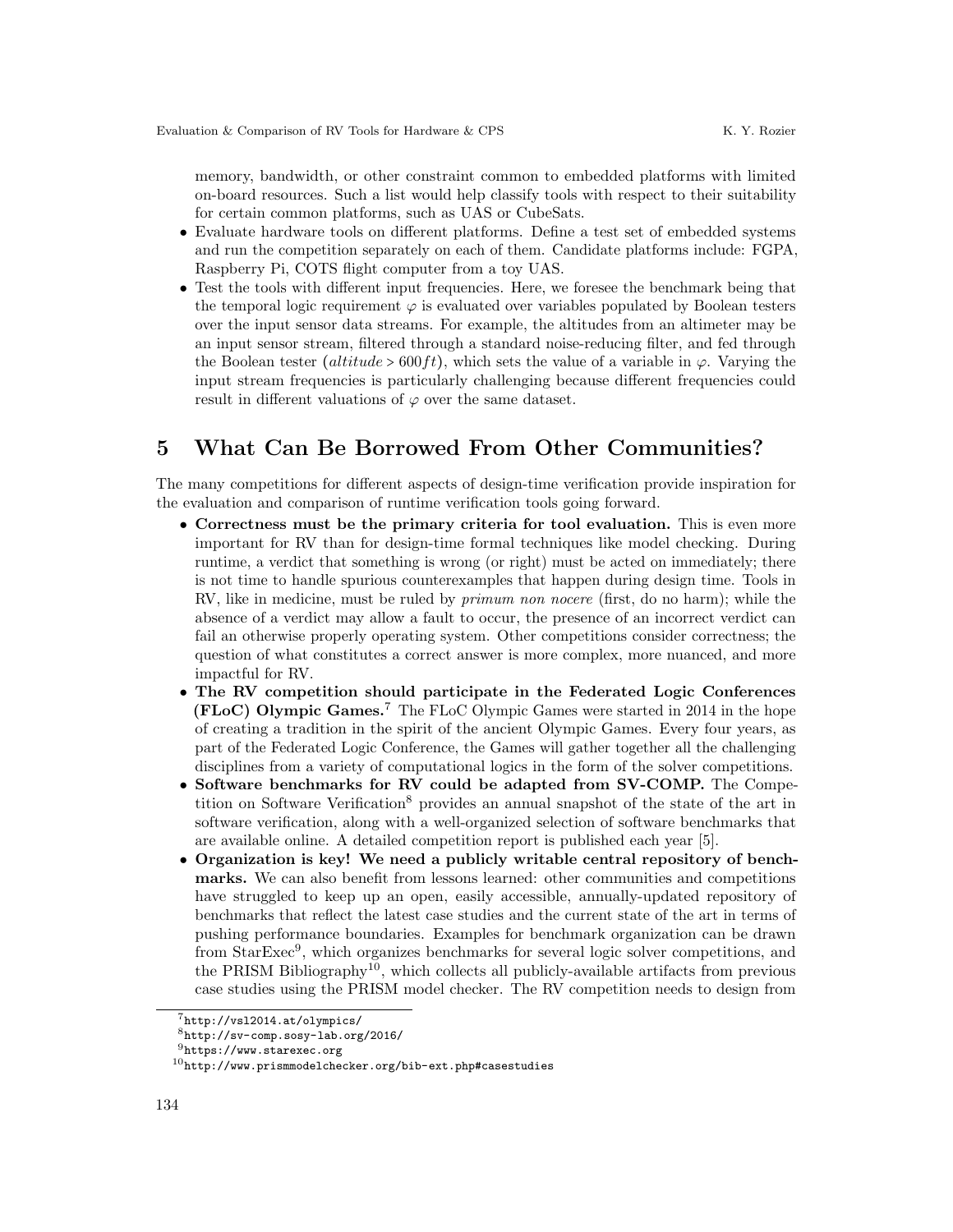memory, bandwidth, or other constraint common to embedded platforms with limited on-board resources. Such a list would help classify tools with respect to their suitability for certain common platforms, such as UAS or CubeSats.

- Evaluate hardware tools on different platforms. Define a test set of embedded systems and run the competition separately on each of them. Candidate platforms include: FGPA, Raspberry Pi, COTS flight computer from a toy UAS.
- Test the tools with different input frequencies. Here, we foresee the benchmark being that the temporal logic requirement $\varphi$ is evaluated over variables populated by Boolean testers over the input sensor data streams. For example, the altitudes from an altimeter may be an input sensor stream, filtered through a standard noise-reducing filter, and fed through the Boolean tester ($altitude > 600ft$), which sets the value of a variable in $\varphi$. Varying the input stream frequencies is particularly challenging because different frequencies could result in different valuations of $\varphi$ over the same dataset.

## 5 What Can Be Borrowed From Other Communities?

The many competitions for different aspects of design-time verification provide inspiration for the evaluation and comparison of runtime verification tools going forward.

- **Correctness must be the primary criteria for tool evaluation.** This is even more important for RV than for design-time formal techniques like model checking. During runtime, a verdict that something is wrong (or right) must be acted on immediately; there is not time to handle spurious counterexamples that happen during design time. Tools in RV, like in medicine, must be ruled by *primum non nocere* (first, do no harm); while the absence of a verdict may allow a fault to occur, the presence of an incorrect verdict can fail an otherwise properly operating system. Other competitions consider correctness; the question of what constitutes a correct answer is more complex, more nuanced, and more impactful for RV.
- **The RV competition should participate in the Federated Logic Conferences (FLoC) Olympic Games.**[7] The FLoC Olympic Games were started in 2014 in the hope of creating a tradition in the spirit of the ancient Olympic Games. Every four years, as part of the Federated Logic Conference, the Games will gather together all the challenging disciplines from a variety of computational logics in the form of the solver competitions.
- **Software benchmarks for RV could be adapted from SV-COMP.** The Competition on Software Verification[8] provides an annual snapshot of the state of the art in software verification, along with a well-organized selection of software benchmarks that are available online. A detailed competition report is published each year [5].
- **Organization is key! We need a publicly writable central repository of benchmarks.** We can also benefit from lessons learned: other communities and competitions have struggled to keep up an open, easily accessible, annually-updated repository of benchmarks that reflect the latest case studies and the current state of the art in terms of pushing performance boundaries. Examples for benchmark organization can be drawn from StarExec[9], which organizes benchmarks for several logic solver competitions, and the PRISM Bibliography[10], which collects all publicly-available artifacts from previous case studies using the PRISM model checker. The RV competition needs to design from

[7] http://vsl2014.at/olympics/

[8] http://sv-comp.sosy-lab.org/2016/

[9] https://www.starexec.org

[10] http://www.prismmodelchecker.org/bib-ext.php#casestudies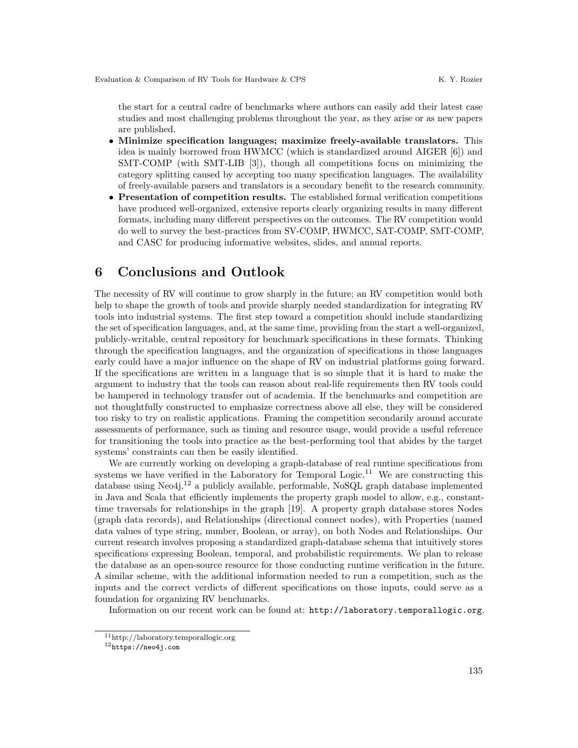the start for a central cadre of benchmarks where authors can easily add their latest case studies and most challenging problems throughout the year, as they arise or as new papers are published.

- **Minimize specification languages; maximize freely-available translators.** This idea is mainly borrowed from HWMCC (which is standardized around AIGER [6]) and SMT-COMP (with SMT-LIB [3]), though all competitions focus on minimizing the category splitting caused by accepting too many specification languages. The availability of freely-available parsers and translators is a secondary benefit to the research community.
- **Presentation of competition results.** The established formal verification competitions have produced well-organized, extensive reports clearly organizing results in many different formats, including many different perspectives on the outcomes. The RV competition would do well to survey the best-practices from SV-COMP, HWMCC, SAT-COMP, SMT-COMP, and CASC for producing informative websites, slides, and annual reports.

## 6 Conclusions and Outlook

The necessity of RV will continue to grow sharply in the future; an RV competition would both help to shape the growth of tools and provide sharply needed standardization for integrating RV tools into industrial systems. The first step toward a competition should include standardizing the set of specification languages, and, at the same time, providing from the start a well-organized, publicly-writable, central repository for benchmark specifications in these formats. Thinking through the specification languages, and the organization of specifications in those languages early could have a major influence on the shape of RV on industrial platforms going forward. If the specifications are written in a language that is so simple that it is hard to make the argument to industry that the tools can reason about real-life requirements then RV tools could be hampered in technology transfer out of academia. If the benchmarks and competition are not thoughtfully constructed to emphasize correctness above all else, they will be considered too risky to try on realistic applications. Framing the competition secondarily around accurate assessments of performance, such as timing and resource usage, would provide a useful reference for transitioning the tools into practice as the best-performing tool that abides by the target systems' constraints can then be easily identified.

We are currently working on developing a graph-database of real runtime specifications from systems we have verified in the Laboratory for Temporal Logic.[11] We are constructing this database using Neo4j,[12] a publicly available, performable, NoSQL graph database implemented in Java and Scala that efficiently implements the property graph model to allow, e.g., constant-time traversals for relationships in the graph [19]. A property graph database stores Nodes (graph data records), and Relationships (directional connect nodes), with Properties (named data values of type string, number, Boolean, or array), on both Nodes and Relationships. Our current research involves proposing a standardized graph-database schema that intuitively stores specifications expressing Boolean, temporal, and probabilistic requirements. We plan to release the database as an open-source resource for those conducting runtime verification in the future. A similar scheme, with the additional information needed to run a competition, such as the inputs and the correct verdicts of different specifications on those inputs, could serve as a foundation for organizing RV benchmarks.

Information on our recent work can be found at: `http://laboratory.temporallogic.org`.

[11] http://laboratory.temporallogic.org

[12] `https://neo4j.com`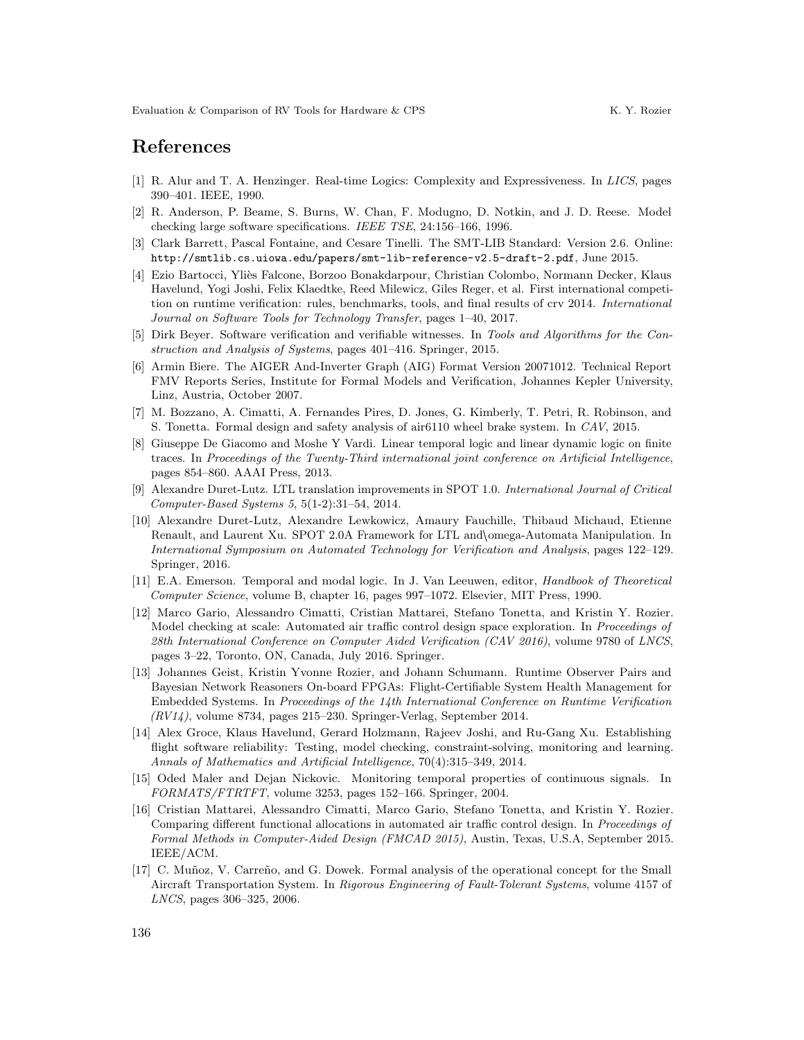# References

[1] R. Alur and T. A. Henzinger. Real-time Logics: Complexity and Expressiveness. In *LICS*, pages 390–401. IEEE, 1990.

[2] R. Anderson, P. Beame, S. Burns, W. Chan, F. Modugno, D. Notkin, and J. D. Reese. Model checking large software specifications. *IEEE TSE*, 24:156–166, 1996.

[3] Clark Barrett, Pascal Fontaine, and Cesare Tinelli. The SMT-LIB Standard: Version 2.6. Online: `http://smtlib.cs.uiowa.edu/papers/smt-lib-reference-v2.5-draft-2.pdf`, June 2015.

[4] Ezio Bartocci, Yliès Falcone, Borzoo Bonakdarpour, Christian Colombo, Normann Decker, Klaus Havelund, Yogi Joshi, Felix Klaedtke, Reed Milewicz, Giles Reger, et al. First international competition on runtime verification: rules, benchmarks, tools, and final results of crv 2014. *International Journal on Software Tools for Technology Transfer*, pages 1–40, 2017.

[5] Dirk Beyer. Software verification and verifiable witnesses. In *Tools and Algorithms for the Construction and Analysis of Systems*, pages 401–416. Springer, 2015.

[6] Armin Biere. The AIGER And-Inverter Graph (AIG) Format Version 20071012. Technical Report FMV Reports Series, Institute for Formal Models and Verification, Johannes Kepler University, Linz, Austria, October 2007.

[7] M. Bozzano, A. Cimatti, A. Fernandes Pires, D. Jones, G. Kimberly, T. Petri, R. Robinson, and S. Tonetta. Formal design and safety analysis of air6110 wheel brake system. In *CAV*, 2015.

[8] Giuseppe De Giacomo and Moshe Y Vardi. Linear temporal logic and linear dynamic logic on finite traces. In *Proceedings of the Twenty-Third international joint conference on Artificial Intelligence*, pages 854–860. AAAI Press, 2013.

[9] Alexandre Duret-Lutz. LTL translation improvements in SPOT 1.0. *International Journal of Critical Computer-Based Systems 5*, 5(1-2):31–54, 2014.

[10] Alexandre Duret-Lutz, Alexandre Lewkowicz, Amaury Fauchille, Thibaud Michaud, Etienne Renault, and Laurent Xu. SPOT 2.0A Framework for LTL and\omega-Automata Manipulation. In *International Symposium on Automated Technology for Verification and Analysis*, pages 122–129. Springer, 2016.

[11] E.A. Emerson. Temporal and modal logic. In J. Van Leeuwen, editor, *Handbook of Theoretical Computer Science*, volume B, chapter 16, pages 997–1072. Elsevier, MIT Press, 1990.

[12] Marco Gario, Alessandro Cimatti, Cristian Mattarei, Stefano Tonetta, and Kristin Y. Rozier. Model checking at scale: Automated air traffic control design space exploration. In *Proceedings of 28th International Conference on Computer Aided Verification (CAV 2016)*, volume 9780 of *LNCS*, pages 3–22, Toronto, ON, Canada, July 2016. Springer.

[13] Johannes Geist, Kristin Yvonne Rozier, and Johann Schumann. Runtime Observer Pairs and Bayesian Network Reasoners On-board FPGAs: Flight-Certifiable System Health Management for Embedded Systems. In *Proceedings of the 14th International Conference on Runtime Verification (RV14)*, volume 8734, pages 215–230. Springer-Verlag, September 2014.

[14] Alex Groce, Klaus Havelund, Gerard Holzmann, Rajeev Joshi, and Ru-Gang Xu. Establishing flight software reliability: Testing, model checking, constraint-solving, monitoring and learning. *Annals of Mathematics and Artificial Intelligence*, 70(4):315–349, 2014.

[15] Oded Maler and Dejan Nickovic. Monitoring temporal properties of continuous signals. In *FORMATS/FTRTFT*, volume 3253, pages 152–166. Springer, 2004.

[16] Cristian Mattarei, Alessandro Cimatti, Marco Gario, Stefano Tonetta, and Kristin Y. Rozier. Comparing different functional allocations in automated air traffic control design. In *Proceedings of Formal Methods in Computer-Aided Design (FMCAD 2015)*, Austin, Texas, U.S.A, September 2015. IEEE/ACM.

[17] C. Muñoz, V. Carreño, and G. Dowek. Formal analysis of the operational concept for the Small Aircraft Transportation System. In *Rigorous Engineering of Fault-Tolerant Systems*, volume 4157 of *LNCS*, pages 306–325, 2006.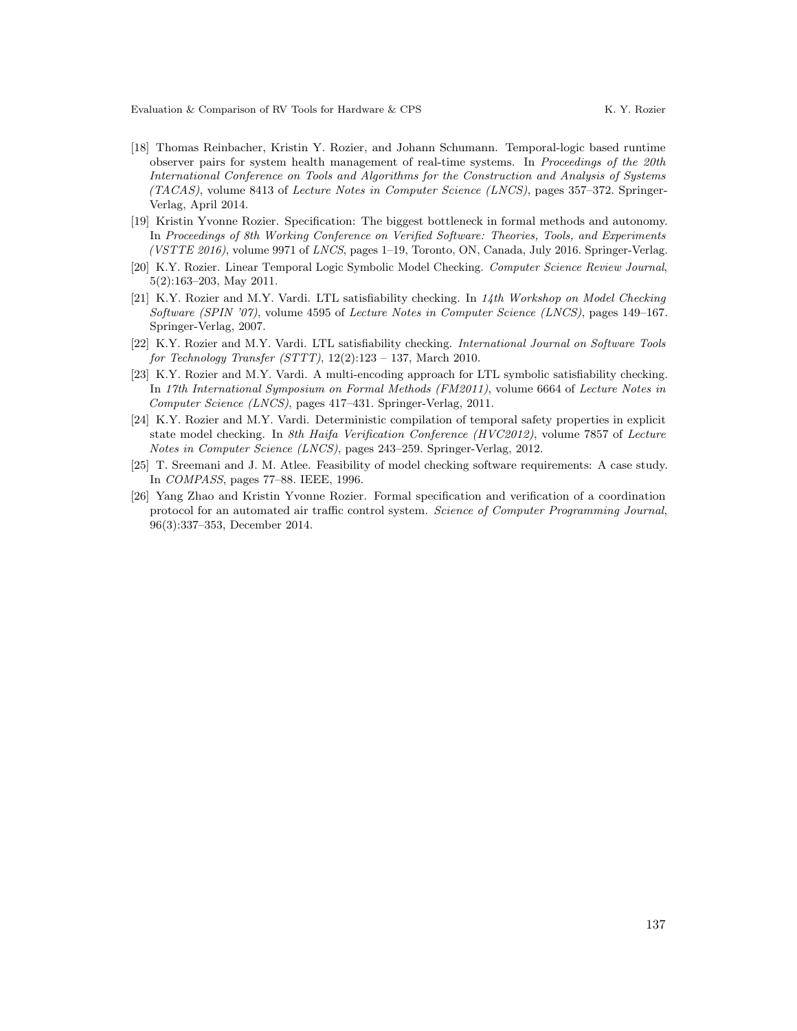[18] Thomas Reinbacher, Kristin Y. Rozier, and Johann Schumann. Temporal-logic based runtime observer pairs for system health management of real-time systems. In *Proceedings of the 20th International Conference on Tools and Algorithms for the Construction and Analysis of Systems (TACAS)*, volume 8413 of *Lecture Notes in Computer Science (LNCS)*, pages 357–372. Springer-Verlag, April 2014.

[19] Kristin Yvonne Rozier. Specification: The biggest bottleneck in formal methods and autonomy. In *Proceedings of 8th Working Conference on Verified Software: Theories, Tools, and Experiments (VSTTE 2016)*, volume 9971 of *LNCS*, pages 1–19, Toronto, ON, Canada, July 2016. Springer-Verlag.

[20] K.Y. Rozier. Linear Temporal Logic Symbolic Model Checking. *Computer Science Review Journal*, 5(2):163–203, May 2011.

[21] K.Y. Rozier and M.Y. Vardi. LTL satisfiability checking. In *14th Workshop on Model Checking Software (SPIN '07)*, volume 4595 of *Lecture Notes in Computer Science (LNCS)*, pages 149–167. Springer-Verlag, 2007.

[22] K.Y. Rozier and M.Y. Vardi. LTL satisfiability checking. *International Journal on Software Tools for Technology Transfer (STTT)*, 12(2):123 – 137, March 2010.

[23] K.Y. Rozier and M.Y. Vardi. A multi-encoding approach for LTL symbolic satisfiability checking. In *17th International Symposium on Formal Methods (FM2011)*, volume 6664 of *Lecture Notes in Computer Science (LNCS)*, pages 417–431. Springer-Verlag, 2011.

[24] K.Y. Rozier and M.Y. Vardi. Deterministic compilation of temporal safety properties in explicit state model checking. In *8th Haifa Verification Conference (HVC2012)*, volume 7857 of *Lecture Notes in Computer Science (LNCS)*, pages 243–259. Springer-Verlag, 2012.

[25] T. Sreemani and J. M. Atlee. Feasibility of model checking software requirements: A case study. In *COMPASS*, pages 77–88. IEEE, 1996.

[26] Yang Zhao and Kristin Yvonne Rozier. Formal specification and verification of a coordination protocol for an automated air traffic control system. *Science of Computer Programming Journal*, 96(3):337–353, December 2014.